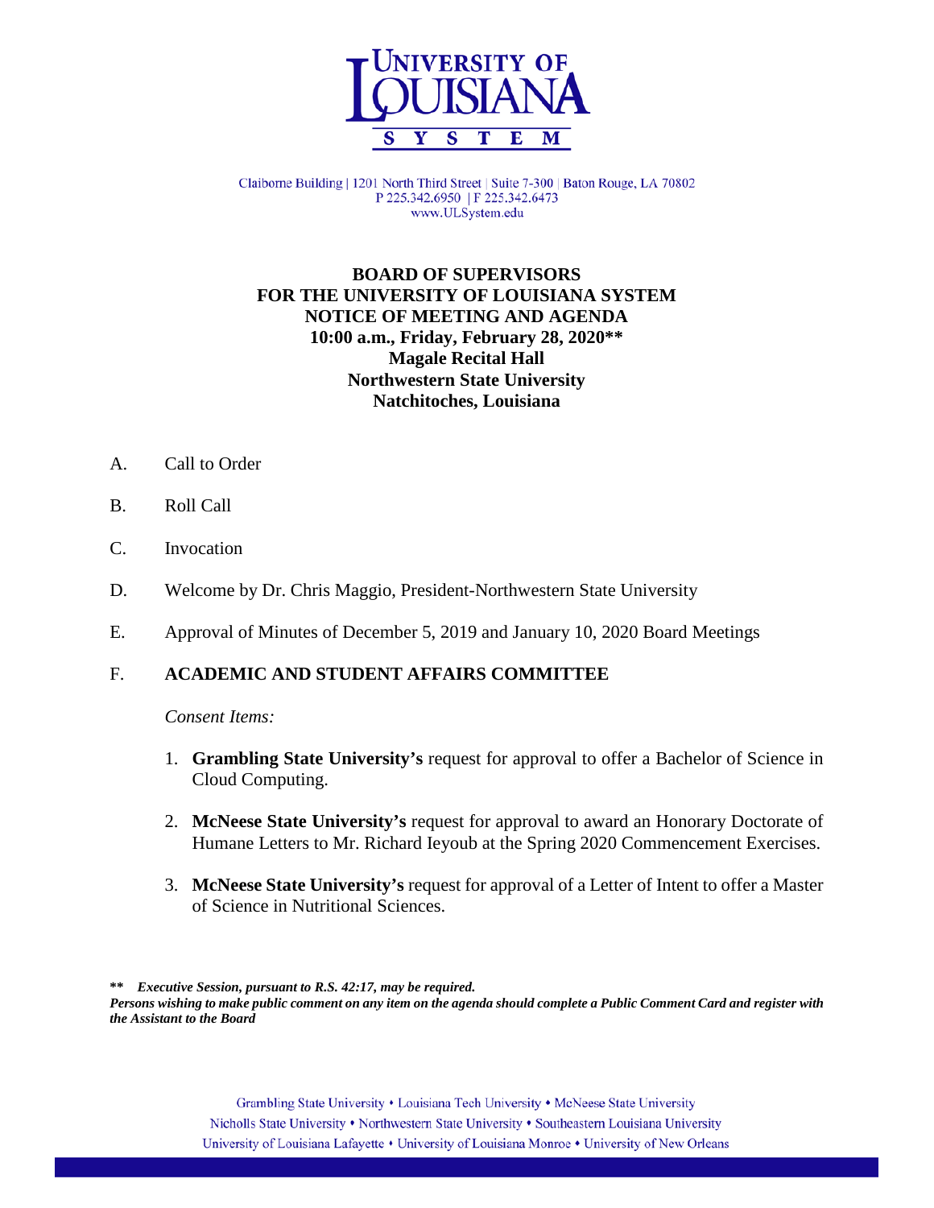UNIVERSITY OF LOUISIANA SYSTEM

Claiborne Building | 1201 North Third Street | Suite 7-300 | Baton Rouge, LA 70802
P 225.342.6950 | F 225.342.6473
www.ULSystem.edu

**BOARD OF SUPERVISORS**
**FOR THE UNIVERSITY OF LOUISIANA SYSTEM**
**NOTICE OF MEETING AND AGENDA**
**10:00 a.m., Friday, February 28, 2020\*\***
**Magale Recital Hall**
**Northwestern State University**
**Natchitoches, Louisiana**

A. Call to Order

B. Roll Call

C. Invocation

D. Welcome by Dr. Chris Maggio, President-Northwestern State University

E. Approval of Minutes of December 5, 2019 and January 10, 2020 Board Meetings

F. **ACADEMIC AND STUDENT AFFAIRS COMMITTEE**

*Consent Items:*

1. **Grambling State University's** request for approval to offer a Bachelor of Science in Cloud Computing.

2. **McNeese State University's** request for approval to award an Honorary Doctorate of Humane Letters to Mr. Richard Ieyoub at the Spring 2020 Commencement Exercises.

3. **McNeese State University's** request for approval of a Letter of Intent to offer a Master of Science in Nutritional Sciences.

**\*\*** ***Executive Session, pursuant to R.S. 42:17, may be required.***
***Persons wishing to make public comment on any item on the agenda should complete a Public Comment Card and register with the Assistant to the Board***

Grambling State University • Louisiana Tech University • McNeese State University
Nicholls State University • Northwestern State University • Southeastern Louisiana University
University of Louisiana Lafayette • University of Louisiana Monroe • University of New Orleans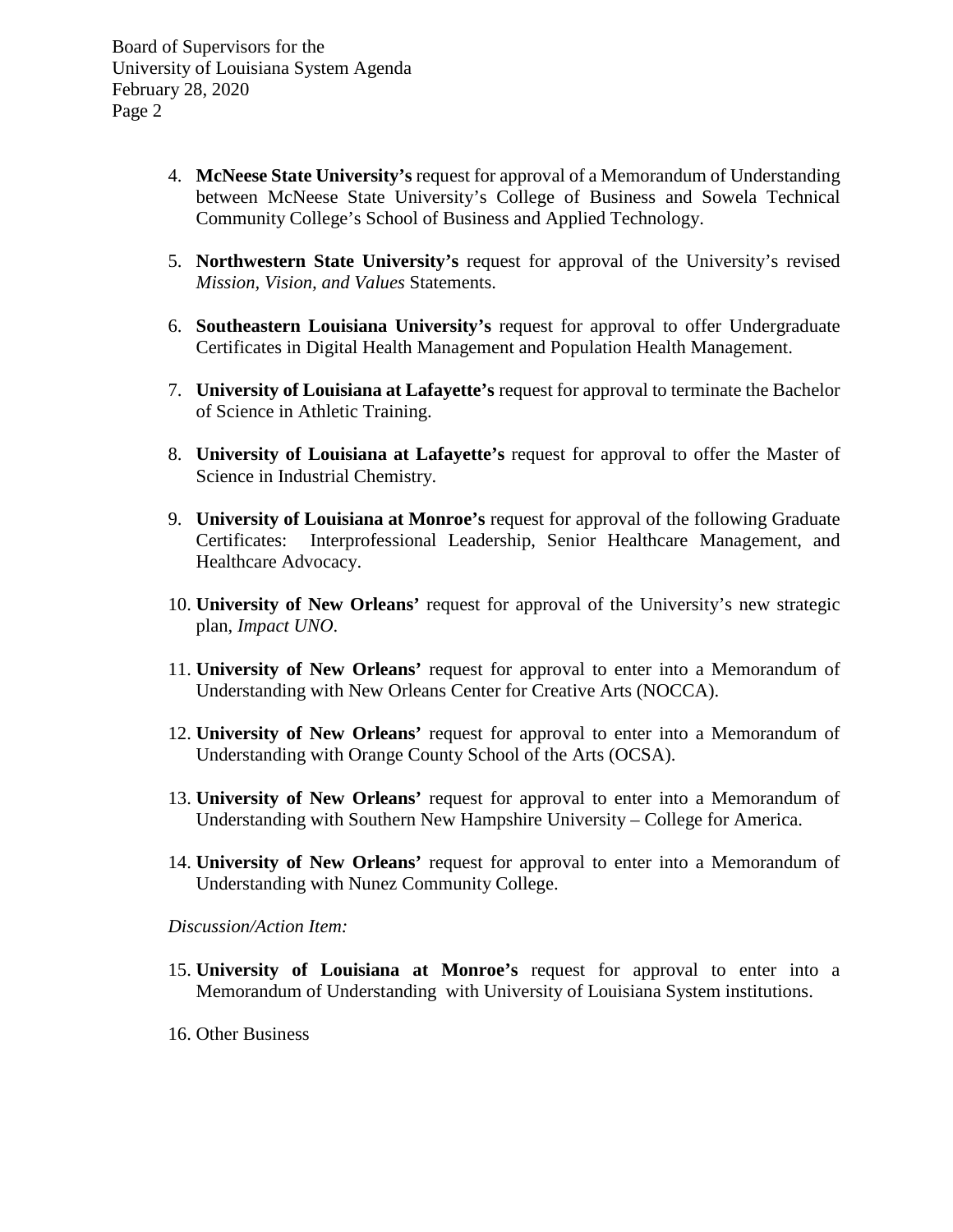4. **McNeese State University's** request for approval of a Memorandum of Understanding between McNeese State University's College of Business and Sowela Technical Community College's School of Business and Applied Technology.

5. **Northwestern State University's** request for approval of the University's revised *Mission, Vision, and Values* Statements.

6. **Southeastern Louisiana University's** request for approval to offer Undergraduate Certificates in Digital Health Management and Population Health Management.

7. **University of Louisiana at Lafayette's** request for approval to terminate the Bachelor of Science in Athletic Training.

8. **University of Louisiana at Lafayette's** request for approval to offer the Master of Science in Industrial Chemistry.

9. **University of Louisiana at Monroe's** request for approval of the following Graduate Certificates: Interprofessional Leadership, Senior Healthcare Management, and Healthcare Advocacy.

10. **University of New Orleans'** request for approval of the University's new strategic plan, *Impact UNO*.

11. **University of New Orleans'** request for approval to enter into a Memorandum of Understanding with New Orleans Center for Creative Arts (NOCCA).

12. **University of New Orleans'** request for approval to enter into a Memorandum of Understanding with Orange County School of the Arts (OCSA).

13. **University of New Orleans'** request for approval to enter into a Memorandum of Understanding with Southern New Hampshire University – College for America.

14. **University of New Orleans'** request for approval to enter into a Memorandum of Understanding with Nunez Community College.

*Discussion/Action Item:*

15. **University of Louisiana at Monroe's** request for approval to enter into a Memorandum of Understanding with University of Louisiana System institutions.

16. Other Business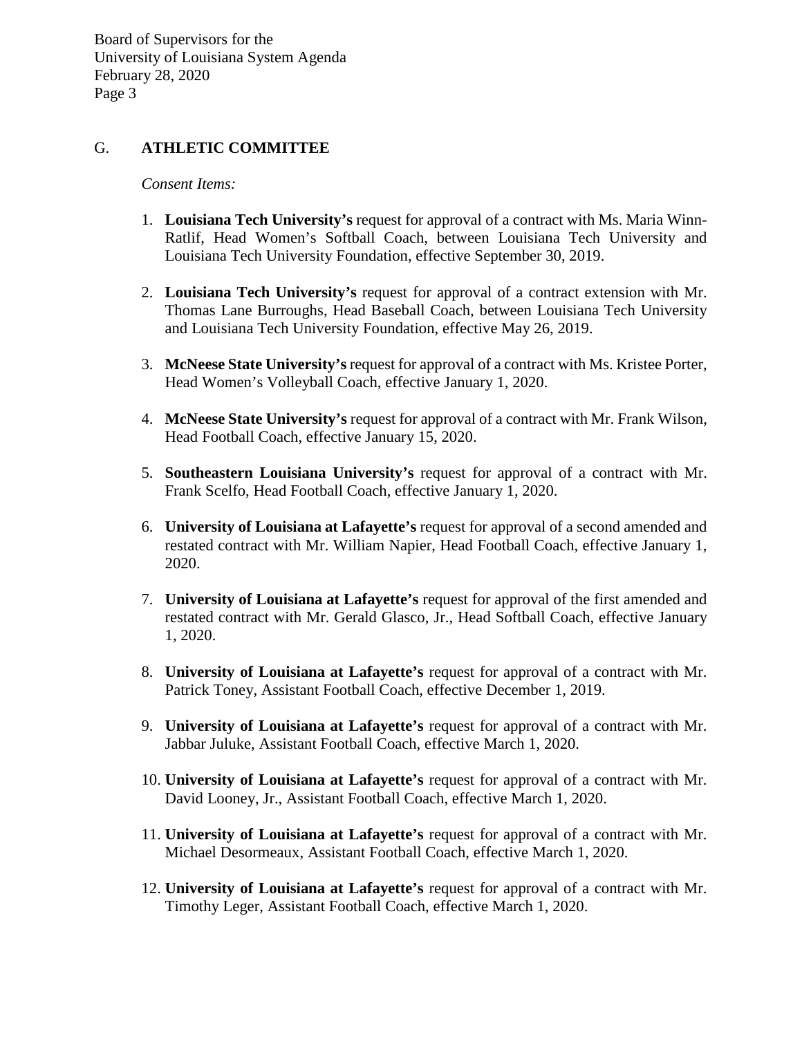## G. ATHLETIC COMMITTEE

*Consent Items:*

1. **Louisiana Tech University's** request for approval of a contract with Ms. Maria Winn-Ratlif, Head Women's Softball Coach, between Louisiana Tech University and Louisiana Tech University Foundation, effective September 30, 2019.

2. **Louisiana Tech University's** request for approval of a contract extension with Mr. Thomas Lane Burroughs, Head Baseball Coach, between Louisiana Tech University and Louisiana Tech University Foundation, effective May 26, 2019.

3. **McNeese State University's** request for approval of a contract with Ms. Kristee Porter, Head Women's Volleyball Coach, effective January 1, 2020.

4. **McNeese State University's** request for approval of a contract with Mr. Frank Wilson, Head Football Coach, effective January 15, 2020.

5. **Southeastern Louisiana University's** request for approval of a contract with Mr. Frank Scelfo, Head Football Coach, effective January 1, 2020.

6. **University of Louisiana at Lafayette's** request for approval of a second amended and restated contract with Mr. William Napier, Head Football Coach, effective January 1, 2020.

7. **University of Louisiana at Lafayette's** request for approval of the first amended and restated contract with Mr. Gerald Glasco, Jr., Head Softball Coach, effective January 1, 2020.

8. **University of Louisiana at Lafayette's** request for approval of a contract with Mr. Patrick Toney, Assistant Football Coach, effective December 1, 2019.

9. **University of Louisiana at Lafayette's** request for approval of a contract with Mr. Jabbar Juluke, Assistant Football Coach, effective March 1, 2020.

10. **University of Louisiana at Lafayette's** request for approval of a contract with Mr. David Looney, Jr., Assistant Football Coach, effective March 1, 2020.

11. **University of Louisiana at Lafayette's** request for approval of a contract with Mr. Michael Desormeaux, Assistant Football Coach, effective March 1, 2020.

12. **University of Louisiana at Lafayette's** request for approval of a contract with Mr. Timothy Leger, Assistant Football Coach, effective March 1, 2020.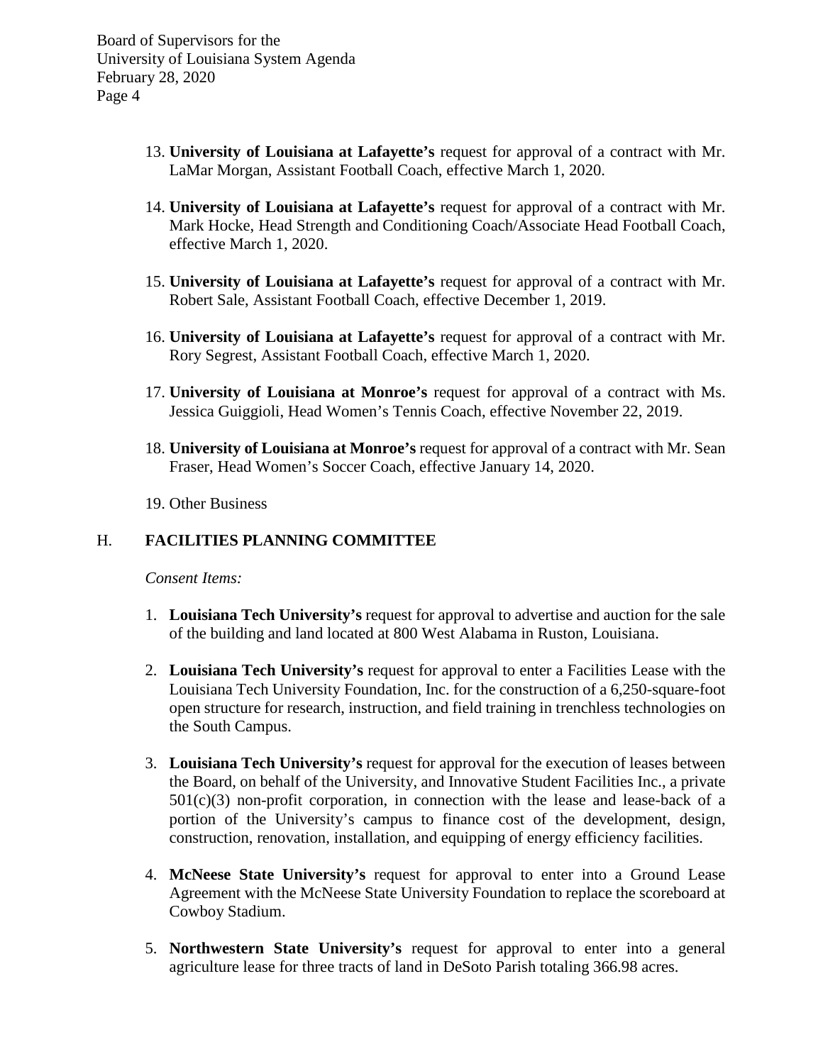13. **University of Louisiana at Lafayette's** request for approval of a contract with Mr. LaMar Morgan, Assistant Football Coach, effective March 1, 2020.

14. **University of Louisiana at Lafayette's** request for approval of a contract with Mr. Mark Hocke, Head Strength and Conditioning Coach/Associate Head Football Coach, effective March 1, 2020.

15. **University of Louisiana at Lafayette's** request for approval of a contract with Mr. Robert Sale, Assistant Football Coach, effective December 1, 2019.

16. **University of Louisiana at Lafayette's** request for approval of a contract with Mr. Rory Segrest, Assistant Football Coach, effective March 1, 2020.

17. **University of Louisiana at Monroe's** request for approval of a contract with Ms. Jessica Guiggioli, Head Women's Tennis Coach, effective November 22, 2019.

18. **University of Louisiana at Monroe's** request for approval of a contract with Mr. Sean Fraser, Head Women's Soccer Coach, effective January 14, 2020.

19. Other Business

## H. FACILITIES PLANNING COMMITTEE

*Consent Items:*

1. **Louisiana Tech University's** request for approval to advertise and auction for the sale of the building and land located at 800 West Alabama in Ruston, Louisiana.

2. **Louisiana Tech University's** request for approval to enter a Facilities Lease with the Louisiana Tech University Foundation, Inc. for the construction of a 6,250-square-foot open structure for research, instruction, and field training in trenchless technologies on the South Campus.

3. **Louisiana Tech University's** request for approval for the execution of leases between the Board, on behalf of the University, and Innovative Student Facilities Inc., a private 501(c)(3) non-profit corporation, in connection with the lease and lease-back of a portion of the University's campus to finance cost of the development, design, construction, renovation, installation, and equipping of energy efficiency facilities.

4. **McNeese State University's** request for approval to enter into a Ground Lease Agreement with the McNeese State University Foundation to replace the scoreboard at Cowboy Stadium.

5. **Northwestern State University's** request for approval to enter into a general agriculture lease for three tracts of land in DeSoto Parish totaling 366.98 acres.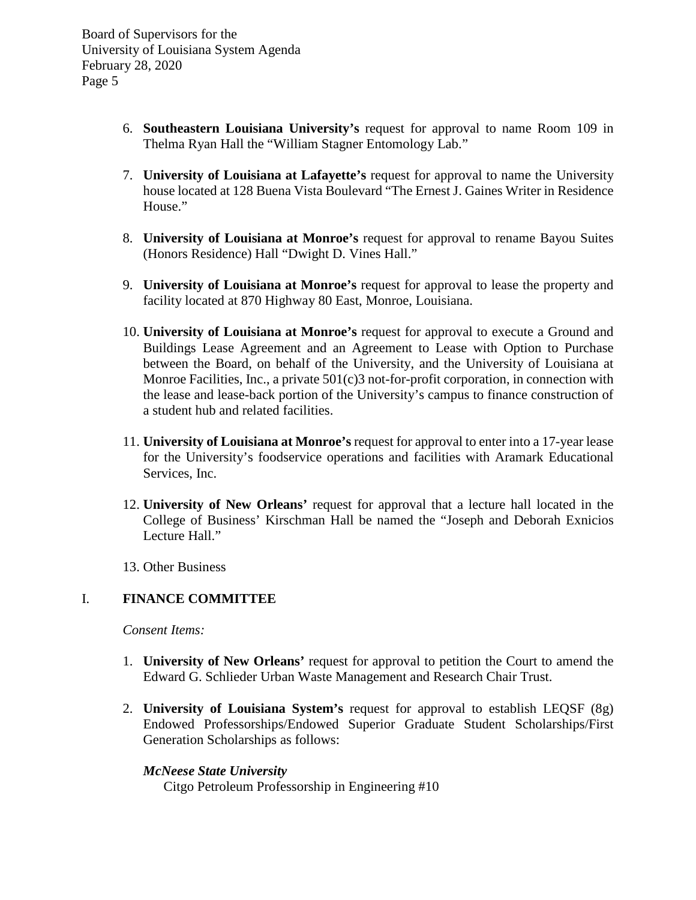6. **Southeastern Louisiana University's** request for approval to name Room 109 in Thelma Ryan Hall the "William Stagner Entomology Lab."

7. **University of Louisiana at Lafayette's** request for approval to name the University house located at 128 Buena Vista Boulevard "The Ernest J. Gaines Writer in Residence House."

8. **University of Louisiana at Monroe's** request for approval to rename Bayou Suites (Honors Residence) Hall "Dwight D. Vines Hall."

9. **University of Louisiana at Monroe's** request for approval to lease the property and facility located at 870 Highway 80 East, Monroe, Louisiana.

10. **University of Louisiana at Monroe's** request for approval to execute a Ground and Buildings Lease Agreement and an Agreement to Lease with Option to Purchase between the Board, on behalf of the University, and the University of Louisiana at Monroe Facilities, Inc., a private 501(c)3 not-for-profit corporation, in connection with the lease and lease-back portion of the University's campus to finance construction of a student hub and related facilities.

11. **University of Louisiana at Monroe's** request for approval to enter into a 17-year lease for the University's foodservice operations and facilities with Aramark Educational Services, Inc.

12. **University of New Orleans'** request for approval that a lecture hall located in the College of Business' Kirschman Hall be named the "Joseph and Deborah Exnicios Lecture Hall."

13. Other Business

## I. FINANCE COMMITTEE

*Consent Items:*

1. **University of New Orleans'** request for approval to petition the Court to amend the Edward G. Schlieder Urban Waste Management and Research Chair Trust.

2. **University of Louisiana System's** request for approval to establish LEQSF (8g) Endowed Professorships/Endowed Superior Graduate Student Scholarships/First Generation Scholarships as follows:

   ***McNeese State University***
   Citgo Petroleum Professorship in Engineering #10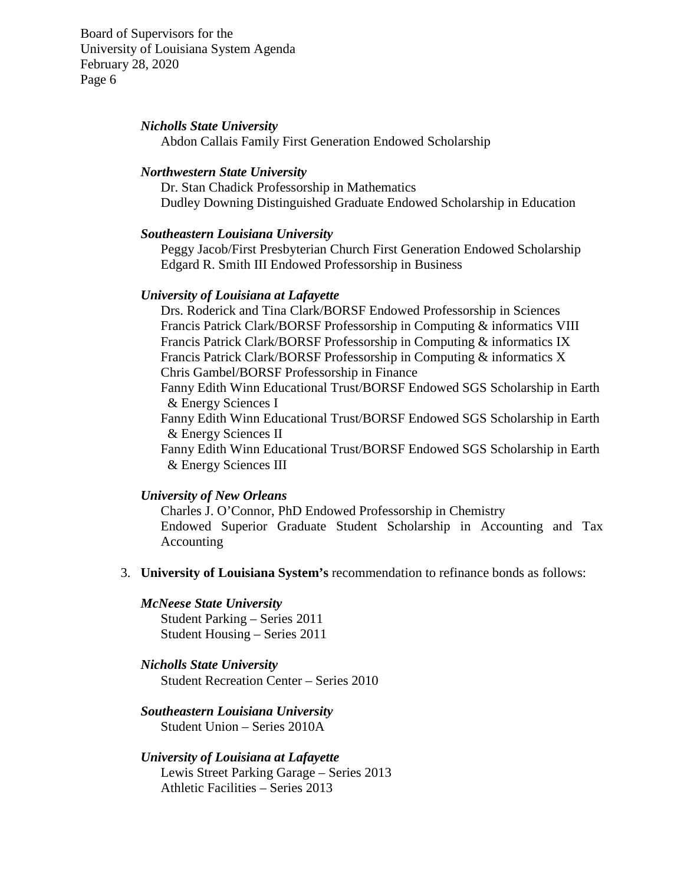*Nicholls State University*

Abdon Callais Family First Generation Endowed Scholarship

*Northwestern State University*

Dr. Stan Chadick Professorship in Mathematics
Dudley Downing Distinguished Graduate Endowed Scholarship in Education

*Southeastern Louisiana University*

Peggy Jacob/First Presbyterian Church First Generation Endowed Scholarship
Edgard R. Smith III Endowed Professorship in Business

*University of Louisiana at Lafayette*

Drs. Roderick and Tina Clark/BORSF Endowed Professorship in Sciences
Francis Patrick Clark/BORSF Professorship in Computing & informatics VIII
Francis Patrick Clark/BORSF Professorship in Computing & informatics IX
Francis Patrick Clark/BORSF Professorship in Computing & informatics X
Chris Gambel/BORSF Professorship in Finance
Fanny Edith Winn Educational Trust/BORSF Endowed SGS Scholarship in Earth & Energy Sciences I
Fanny Edith Winn Educational Trust/BORSF Endowed SGS Scholarship in Earth & Energy Sciences II
Fanny Edith Winn Educational Trust/BORSF Endowed SGS Scholarship in Earth & Energy Sciences III

*University of New Orleans*

Charles J. O'Connor, PhD Endowed Professorship in Chemistry
Endowed Superior Graduate Student Scholarship in Accounting and Tax Accounting

3. **University of Louisiana System's** recommendation to refinance bonds as follows:

*McNeese State University*

Student Parking – Series 2011
Student Housing – Series 2011

*Nicholls State University*

Student Recreation Center – Series 2010

*Southeastern Louisiana University*

Student Union – Series 2010A

*University of Louisiana at Lafayette*

Lewis Street Parking Garage – Series 2013
Athletic Facilities – Series 2013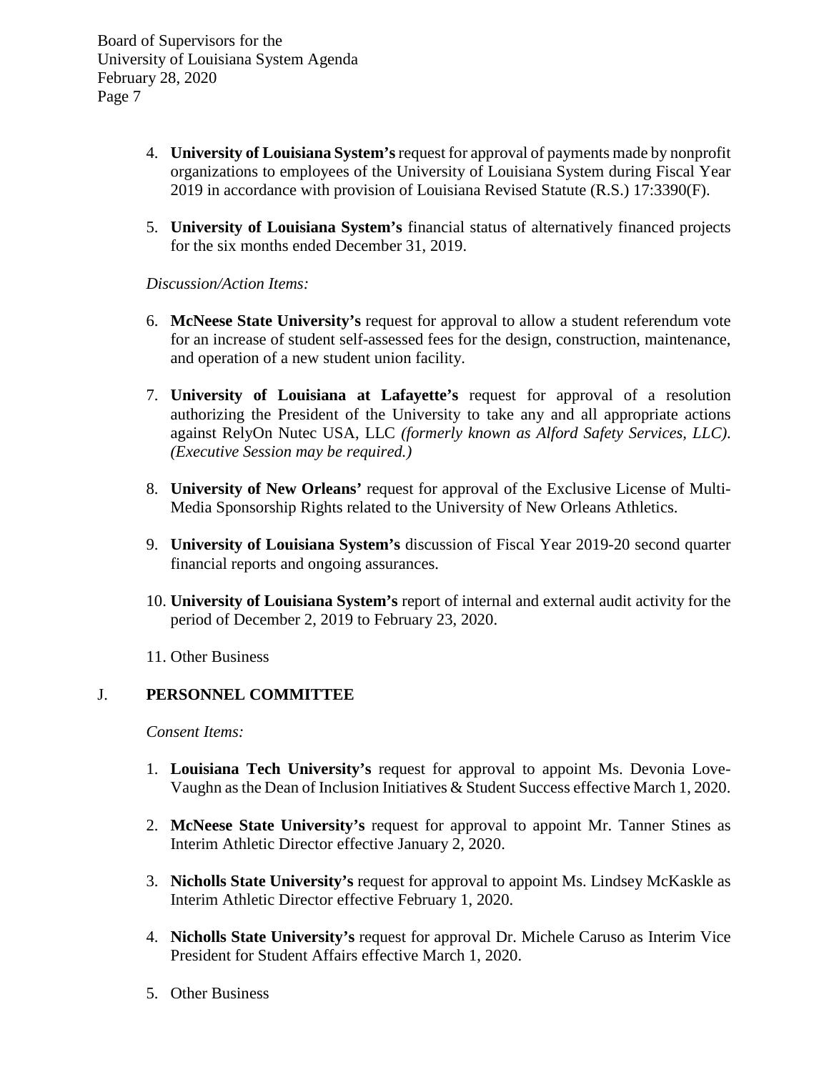4. **University of Louisiana System's** request for approval of payments made by nonprofit organizations to employees of the University of Louisiana System during Fiscal Year 2019 in accordance with provision of Louisiana Revised Statute (R.S.) 17:3390(F).

5. **University of Louisiana System's** financial status of alternatively financed projects for the six months ended December 31, 2019.

*Discussion/Action Items:*

6. **McNeese State University's** request for approval to allow a student referendum vote for an increase of student self-assessed fees for the design, construction, maintenance, and operation of a new student union facility.

7. **University of Louisiana at Lafayette's** request for approval of a resolution authorizing the President of the University to take any and all appropriate actions against RelyOn Nutec USA, LLC *(formerly known as Alford Safety Services, LLC). (Executive Session may be required.)*

8. **University of New Orleans'** request for approval of the Exclusive License of Multi-Media Sponsorship Rights related to the University of New Orleans Athletics.

9. **University of Louisiana System's** discussion of Fiscal Year 2019-20 second quarter financial reports and ongoing assurances.

10. **University of Louisiana System's** report of internal and external audit activity for the period of December 2, 2019 to February 23, 2020.

11. Other Business

## J. PERSONNEL COMMITTEE

*Consent Items:*

1. **Louisiana Tech University's** request for approval to appoint Ms. Devonia Love-Vaughn as the Dean of Inclusion Initiatives & Student Success effective March 1, 2020.

2. **McNeese State University's** request for approval to appoint Mr. Tanner Stines as Interim Athletic Director effective January 2, 2020.

3. **Nicholls State University's** request for approval to appoint Ms. Lindsey McKaskle as Interim Athletic Director effective February 1, 2020.

4. **Nicholls State University's** request for approval Dr. Michele Caruso as Interim Vice President for Student Affairs effective March 1, 2020.

5. Other Business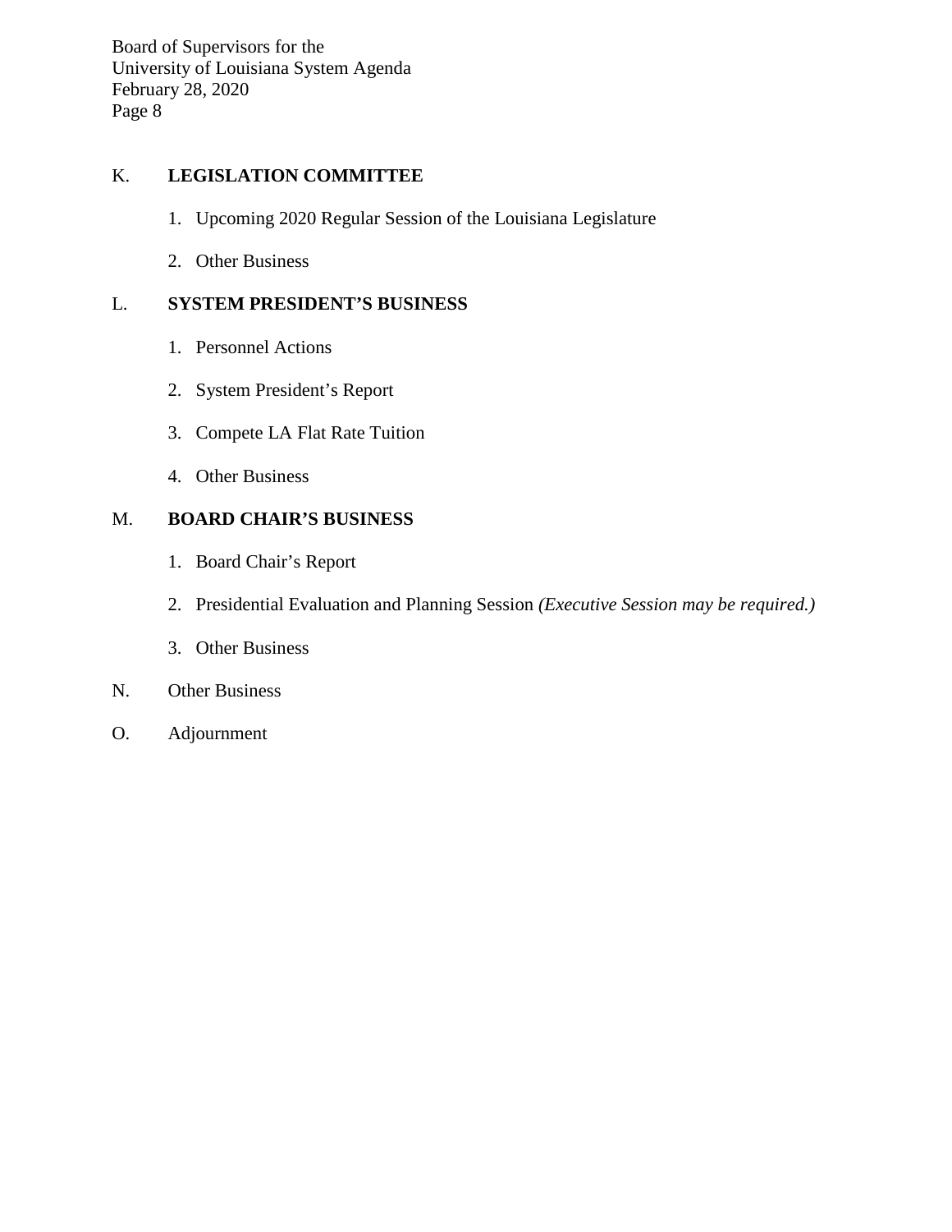K. **LEGISLATION COMMITTEE**

1. Upcoming 2020 Regular Session of the Louisiana Legislature
2. Other Business

L. **SYSTEM PRESIDENT'S BUSINESS**

1. Personnel Actions
2. System President's Report
3. Compete LA Flat Rate Tuition
4. Other Business

M. **BOARD CHAIR'S BUSINESS**

1. Board Chair's Report
2. Presidential Evaluation and Planning Session *(Executive Session may be required.)*
3. Other Business

N. Other Business

O. Adjournment